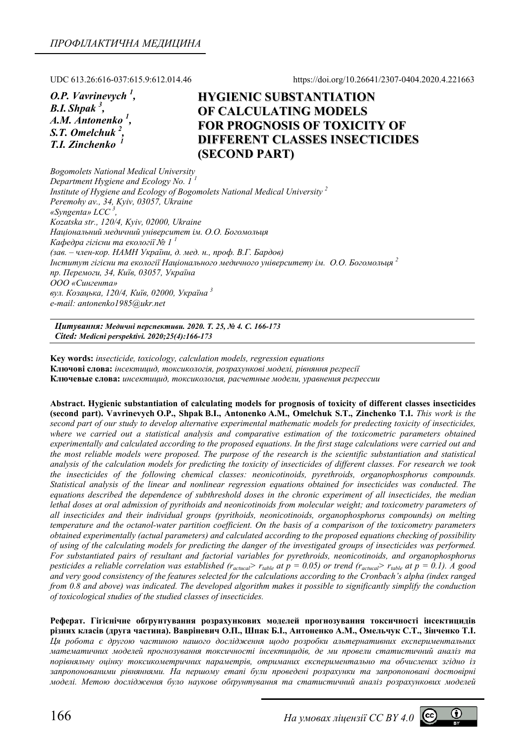UDC 613.26:616-037:615.9:612.014.46

https://doi.org/10.26641/2307-0404.2020.4.221663

*O.P. Vavrinevych [1], B.I. Shpak [3], A.M. Antonenko [1], S.T. Omelchuk [2], T.I. Zinchenko [1]*

# HYGIENIC SUBSTANTIATION OF CALCULATING MODELS FOR PROGNOSIS OF TOXICITY OF DIFFERENT CLASSES INSECTICIDES (SECOND PART)

*Bogomolets National Medical University*
*Department Hygiene and Ecology No. 1 [1]*
*Institute of Hygiene and Ecology of Bogomolets National Medical University [2]*
*Peremohy av., 34, Kyiv, 03057, Ukraine*
*«Syngenta» LCC [3],*
*Kozatska str., 120/4, Kyiv, 02000, Ukraine*
*Національний медичний університет ім. О.О. Богомольця*
*Кафедра гігієни та екології № 1 [1]*
*(зав. – член-кор. НАМН України, д. мед. н., проф. В.Г. Бардов)*
*Інститут гігієни та екології Національного медичного університету ім. О.О. Богомольця [2]*
*пр. Перемоги, 34, Київ, 03057, Україна*
*ООО «Сингента»*
*вул. Козацька, 120/4, Київ, 02000, Україна [3]*
*e-mail: antonenko1985@ukr.net*

***Цитування:** Медичні перспективи. 2020. Т. 25, № 4. С. 166-173*
***Cited:** Medicni perspektivi. 2020;25(4):166-173*

**Key words:** *insecticide, toxicology, calculation models, regression equations*
**Ключові слова:** *інсектицид, токсикологія, розрахункові моделі, рівняння регресії*
**Ключевые слова:** *инсектицид, токсикология, расчетные модели, уравнения регрессии*

**Abstract. Hygienic substantiation of calculating models for prognosis of toxicity of different classes insecticides (second part). Vavrinevych O.P., Shpak B.I., Antonenko A.M., Omelchuk S.T., Zinchenko T.I.** *This work is the second part of our study to develop alternative experimental mathematic models for predecting toxicity of insecticides, where we carried out a statistical analysis and comparative estimation of the toxicometric parameters obtained experimentally and calculated according to the proposed equations. In the first stage calculations were carried out and the most reliable models were proposed. The purpose of the research is the scientific substantiation and statistical analysis of the calculation models for predicting the toxicity of insecticides of different classes. For research we took the insecticides of the following chemical classes: neonicotinoids, pyrethroids, organophosphorus compounds. Statistical analysis of the linear and nonlinear regression equations obtained for insecticides was conducted. The equations described the dependence of subthreshold doses in the chronic experiment of all insecticides, the median lethal doses at oral admission of pyrithoids and neonicotinoids from molecular weight; and toxicometry parameters of all insecticides and their individual groups (pyrithoids, neonicotinoids, organophosphorus compounds) on melting temperature and the octanol-water partition coefficient. On the basis of a comparison of the toxicometry parameters obtained experimentally (actual parameters) and calculated according to the proposed equations checking of possibility of using of the calculating models for predicting the danger of the investigated groups of insecticides was performed. For substantiated pairs of resultant and factorial variables for pyrethroids, neonicotinoids, and organophosphorus pesticides a reliable correlation was established ($r_{actual} > r_{table}$ at $p = 0.05$) or trend ($r_{actual} > r_{table}$ at $p = 0.1$). A good and very good consistency of the features selected for the calculations according to the Cronbach's alpha (index ranged from 0.8 and above) was indicated. The developed algorithm makes it possible to significantly simplify the conduction of toxicological studies of the studied classes of insecticides.*

**Реферат. Гігієнічне обґрунтування розрахункових моделей прогнозування токсичності інсектицидів різних класів (друга частина). Вавріневич О.П., Шпак Б.І., Антоненко А.М., Омельчук С.Т., Зінченко Т.І.** *Ця робота є другою частиною нашого дослідження щодо розробки альтернативних експериментальних математичних моделей прогнозування токсичності інсектицидів, де ми провели статистичний аналіз та порівняльну оцінку токсикометричних параметрів, отриманих експериментально та обчислених згідно із запропонованими рівняннями. На першому етапі були проведені розрахунки та запропоновані достовірні моделі. Метою дослідження було наукове обґрунтування та статистичний аналіз розрахункових моделей*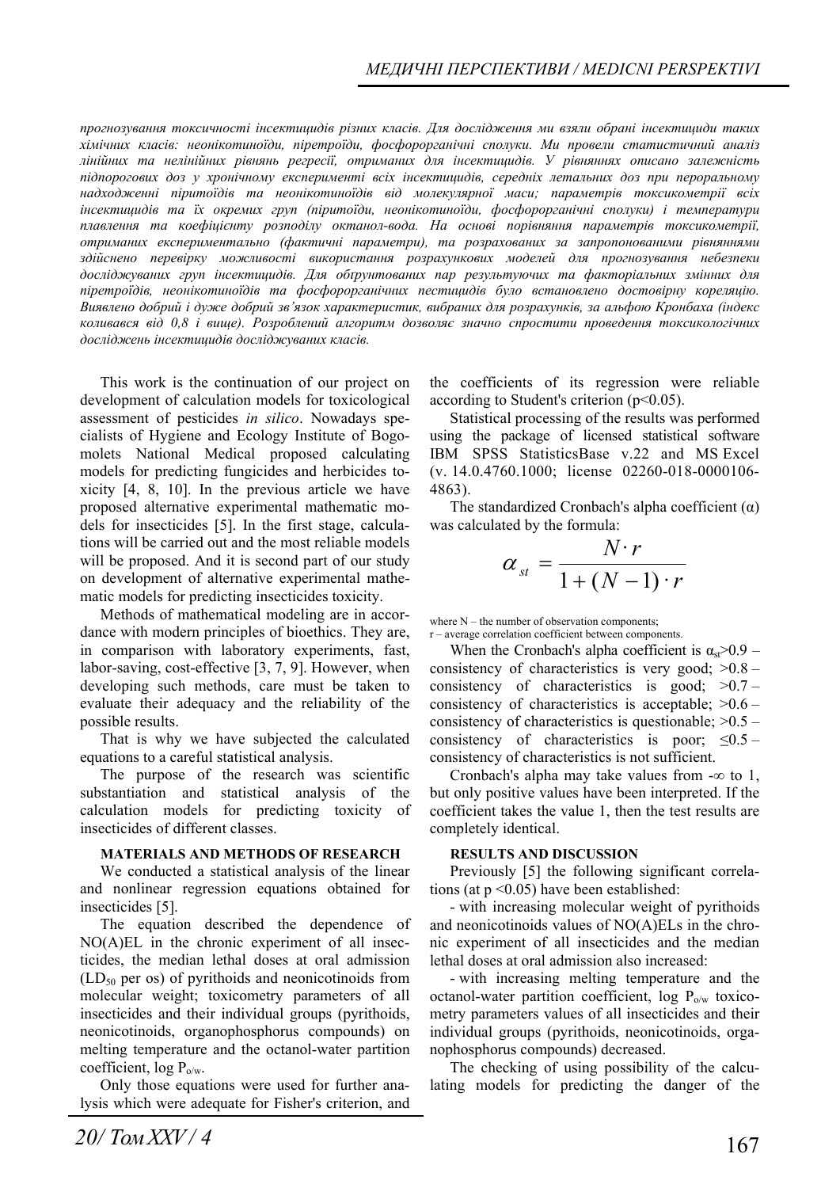*прогнозування токсичності інсектицидів різних класів. Для дослідження ми взяли обрані інсектициди таких хімічних класів: неонікотиноїди, піретроїди, фосфорорганічні сполуки. Ми провели статистичний аналіз лінійних та нелінійних рівнянь регресії, отриманих для інсектицидів. У рівняннях описано залежність підпорогових доз у хронічному експерименті всіх інсектицидів, середніх летальних доз при пероральному надходженні піритоїдів та неонікотиноїдів від молекулярної маси; параметрів токсикометрії всіх інсектицидів та їх окремих груп (піритоїди, неонікотиноїди, фосфорорганічні сполуки) і температури плавлення та коефіцієнту розподілу октанол-вода. На основі порівняння параметрів токсикометрії, отриманих експериментально (фактичні параметри), та розрахованих за запропонованими рівняннями здійснено перевірку можливості використання розрахункових моделей для прогнозування небезпеки досліджуваних груп інсектицидів. Для обґрунтованих пар результуючих та факторіальних змінних для піретроїдів, неонікотиноїдів та фосфорорганічних пестицидів було встановлено достовірну кореляцію. Виявлено добрий і дуже добрий зв'язок характеристик, вибраних для розрахунків, за альфою Кронбаха (індекс коливався від 0,8 і вище). Розроблений алгоритм дозволяє значно спростити проведення токсикологічних досліджень інсектицидів досліджуваних класів.*

This work is the continuation of our project on development of calculation models for toxicological assessment of pesticides *in silico*. Nowadays specialists of Hygiene and Ecology Institute of Bogomolets National Medical proposed calculating models for predicting fungicides and herbicides toxicity [4, 8, 10]. In the previous article we have proposed alternative experimental mathematic models for insecticides [5]. In the first stage, calculations will be carried out and the most reliable models will be proposed. And it is second part of our study on development of alternative experimental mathematic models for predicting insecticides toxicity.

Methods of mathematical modeling are in accordance with modern principles of bioethics. They are, in comparison with laboratory experiments, fast, labor-saving, cost-effective [3, 7, 9]. However, when developing such methods, care must be taken to evaluate their adequacy and the reliability of the possible results.

That is why we have subjected the calculated equations to a careful statistical analysis.

The purpose of the research was scientific substantiation and statistical analysis of the calculation models for predicting toxicity of insecticides of different classes.

**MATERIALS AND METHODS OF RESEARCH**

We conducted a statistical analysis of the linear and nonlinear regression equations obtained for insecticides [5].

The equation described the dependence of NO(A)EL in the chronic experiment of all insecticides, the median lethal doses at oral admission ($LD_{50}$ per os) of pyrithoids and neonicotinoids from molecular weight; toxicometry parameters of all insecticides and their individual groups (pyrithoids, neonicotinoids, organophosphorus compounds) on melting temperature and the octanol-water partition coefficient, log $P_{o/w}$.

Only those equations were used for further analysis which were adequate for Fisher's criterion, and the coefficients of its regression were reliable according to Student's criterion ($p<0.05$).

Statistical processing of the results was performed using the package of licensed statistical software IBM SPSS StatisticsBase v.22 and MS Excel (v. 14.0.4760.1000; license 02260-018-0000106-4863).

The standardized Cronbach's alpha coefficient (α) was calculated by the formula:

$$\alpha_{st} = \frac{N \cdot r}{1 + (N-1) \cdot r}$$

where N – the number of observation components;
r – average correlation coefficient between components.

When the Cronbach's alpha coefficient is $\alpha_{st}>0.9$ – consistency of characteristics is very good; >0.8 – consistency of characteristics is good; >0.7 – consistency of characteristics is acceptable; >0.6 – consistency of characteristics is questionable; >0.5 – consistency of characteristics is poor; ≤0.5 – consistency of characteristics is not sufficient.

Cronbach's alpha may take values from -∞ to 1, but only positive values have been interpreted. If the coefficient takes the value 1, then the test results are completely identical.

**RESULTS AND DISCUSSION**

Previously [5] the following significant correlations (at $p<0.05$) have been established:

- with increasing molecular weight of pyrithoids and neonicotinoids values of NO(A)ELs in the chronic experiment of all insecticides and the median lethal doses at oral admission also increased:

- with increasing melting temperature and the octanol-water partition coefficient, log $P_{o/w}$ toxicometry parameters values of all insecticides and their individual groups (pyrithoids, neonicotinoids, organophosphorus compounds) decreased.

The checking of using possibility of the calculating models for predicting the danger of the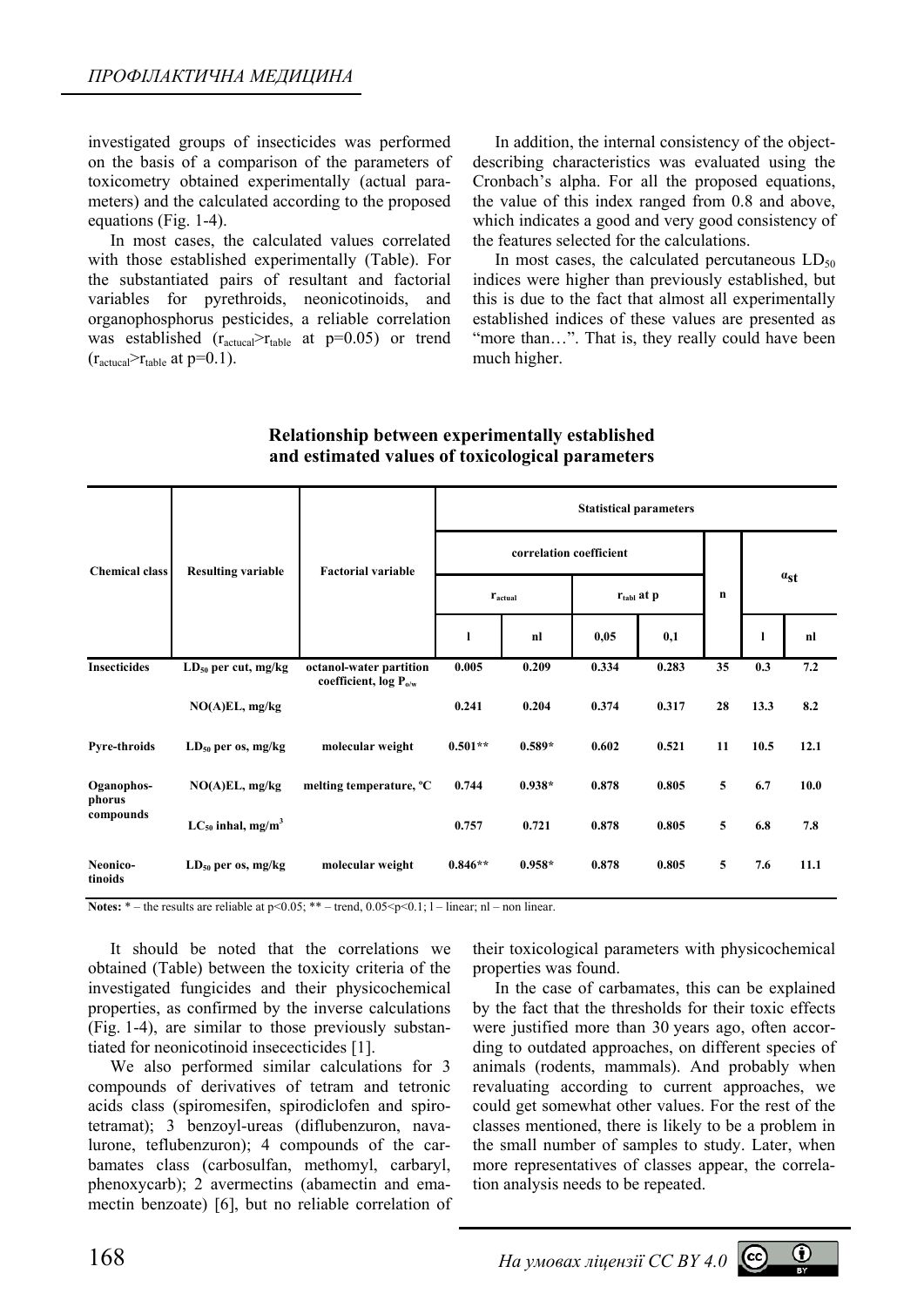investigated groups of insecticides was performed on the basis of a comparison of the parameters of toxicometry obtained experimentally (actual parameters) and the calculated according to the proposed equations (Fig. 1-4).

In most cases, the calculated values correlated with those established experimentally (Table). For the substantiated pairs of resultant and factorial variables for pyrethroids, neonicotinoids, and organophosphorus pesticides, a reliable correlation was established ($r_{actucal}>r_{table}$ at p=0.05) or trend ($r_{actucal}>r_{table}$ at p=0.1).

In addition, the internal consistency of the object-describing characteristics was evaluated using the Cronbach's alpha. For all the proposed equations, the value of this index ranged from 0.8 and above, which indicates a good and very good consistency of the features selected for the calculations.

In most cases, the calculated percutaneous $LD_{50}$ indices were higher than previously established, but this is due to the fact that almost all experimentally established indices of these values are presented as "more than…". That is, they really could have been much higher.

**Relationship between experimentally established and estimated values of toxicological parameters**

| Chemical class | Resulting variable | Factorial variable | Statistical parameters | | | | | | |
|---|---|---|---|---|---|---|---|---|---|
| | | | correlation coefficient | | | | n | $\alpha_{st}$ | |
| | | | $r_{actual}$ | | $r_{tabl}$ at p | | | | |
| | | | l | nl | 0,05 | 0,1 | | l | nl |
| **Insecticides** | $LD_{50}$ per cut, mg/kg | octanol-water partition coefficient, log $P_{o/w}$ | 0.005 | 0.209 | 0.334 | 0.283 | 35 | 0.3 | 7.2 |
| | NO(A)EL, mg/kg | | 0.241 | 0.204 | 0.374 | 0.317 | 28 | 13.3 | 8.2 |
| **Pyre-throids** | $LD_{50}$ per os, mg/kg | molecular weight | 0.501** | 0.589* | 0.602 | 0.521 | 11 | 10.5 | 12.1 |
| **Oganophos-phorus compounds** | NO(A)EL, mg/kg | melting temperature, ºC | 0.744 | 0.938* | 0.878 | 0.805 | 5 | 6.7 | 10.0 |
| | $LC_{50}$ inhal, mg/m$^3$ | | 0.757 | 0.721 | 0.878 | 0.805 | 5 | 6.8 | 7.8 |
| **Neonico-tinoids** | $LD_{50}$ per os, mg/kg | molecular weight | 0.846** | 0.958* | 0.878 | 0.805 | 5 | 7.6 | 11.1 |

**Notes:** * – the results are reliable at p<0.05; ** – trend, 0.05<p<0.1; l – linear; nl – non linear.

It should be noted that the correlations we obtained (Table) between the toxicity criteria of the investigated fungicides and their physicochemical properties, as confirmed by the inverse calculations (Fig. 1-4), are similar to those previously substantiated for neonicotinoid insecеcticides [1].

We also performed similar calculations for 3 compounds of derivatives of tetram and tetronic acids class (spiromesifen, spirodiclofen and spirotetramat); 3 benzoyl-ureas (diflubenzuron, navalurone, teflubenzuron); 4 compounds of the carbamates class (carbosulfan, methomyl, carbaryl, phenoxycarb); 2 avermectins (abamectin and emamectin benzoate) [6], but no reliable correlation of their toxicological parameters with physicochemical properties was found.

In the case of carbamates, this can be explained by the fact that the thresholds for their toxic effects were justified more than 30 years ago, often according to outdated approaches, on different species of animals (rodents, mammals). And probably when revaluating according to current approaches, we could get somewhat other values. For the rest of the classes mentioned, there is likely to be a problem in the small number of samples to study. Later, when more representatives of classes appear, the correlation analysis needs to be repeated.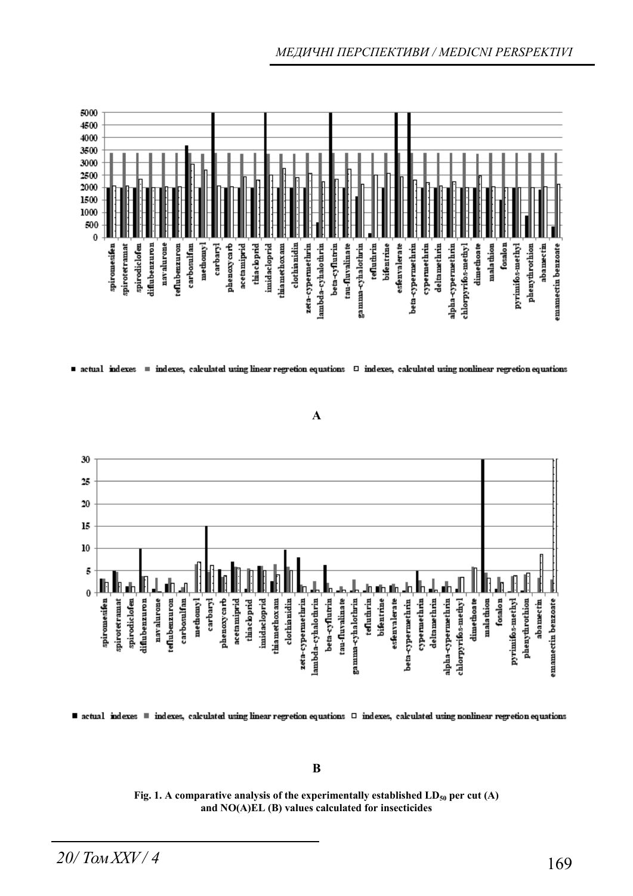**A**

**B**

**Fig. 1. A comparative analysis of the experimentally established $LD_{50}$ per cut (A) and NO(A)EL (B) values calculated for insecticides**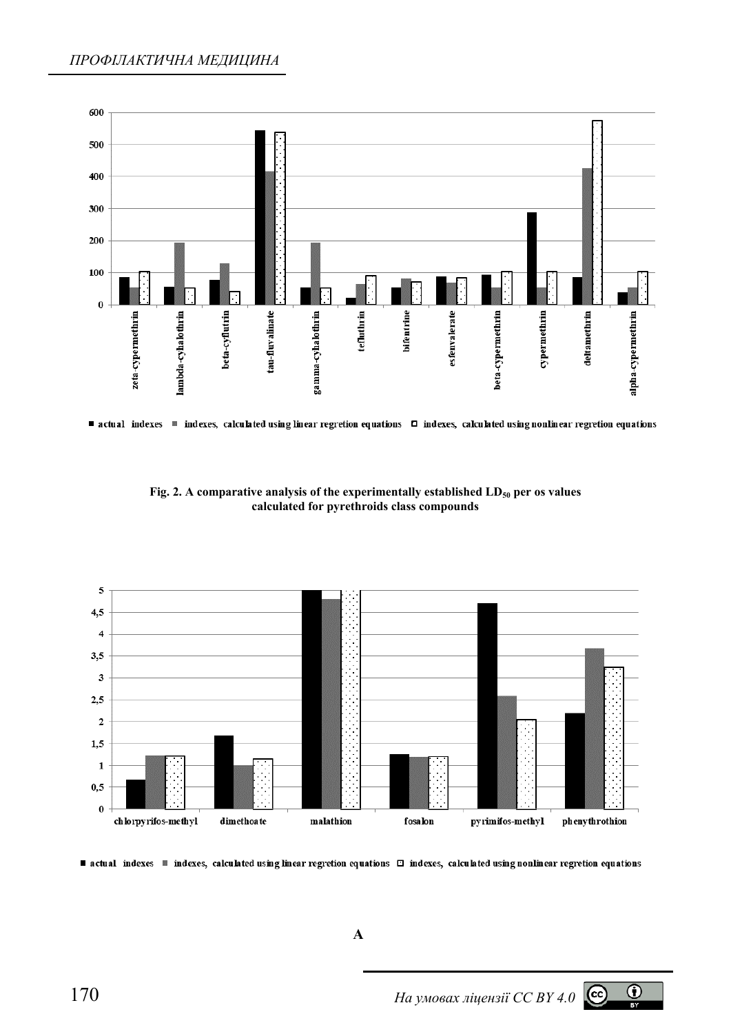■ actual indexes ■ indexes, calculated using linear regretion equations □ indexes, calculated using nonlinear regretion equations

**Fig. 2. A comparative analysis of the experimentally established $LD_{50}$ per os values calculated for pyrethroids class compounds**

■ actual indexes ■ indexes, calculated using linear regretion equations □ indexes, calculated using nonlinear regretion equations

**A**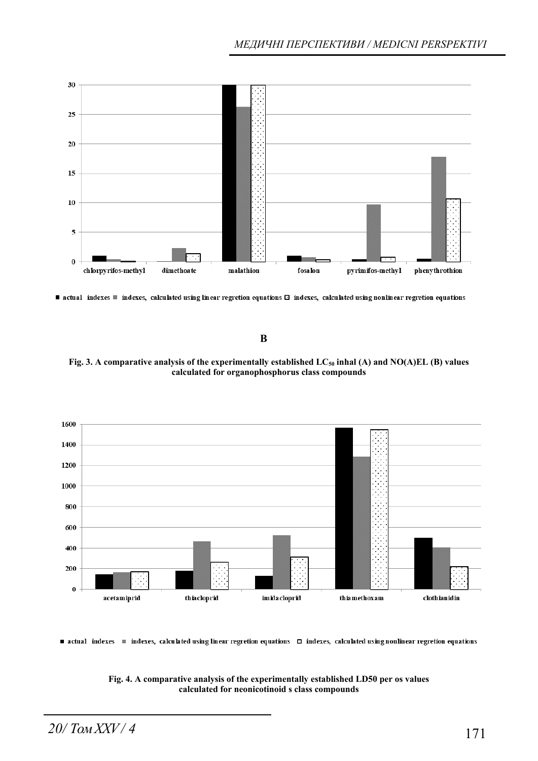■ actual indexes ■ indexes, calculated using linear regretion equations ◻ indexes, calculated using nonlinear regretion equations

**B**

**Fig. 3. A comparative analysis of the experimentally established $LC_{50}$ inhal (A) and NO(A)EL (B) values calculated for organophosphorus class compounds**

■ actual indexes ■ indexes, calculated using linear regretion equations ◻ indexes, calculated using nonlinear regretion equations

**Fig. 4. A comparative analysis of the experimentally established LD50 per os values calculated for neonicotinoid s class compounds**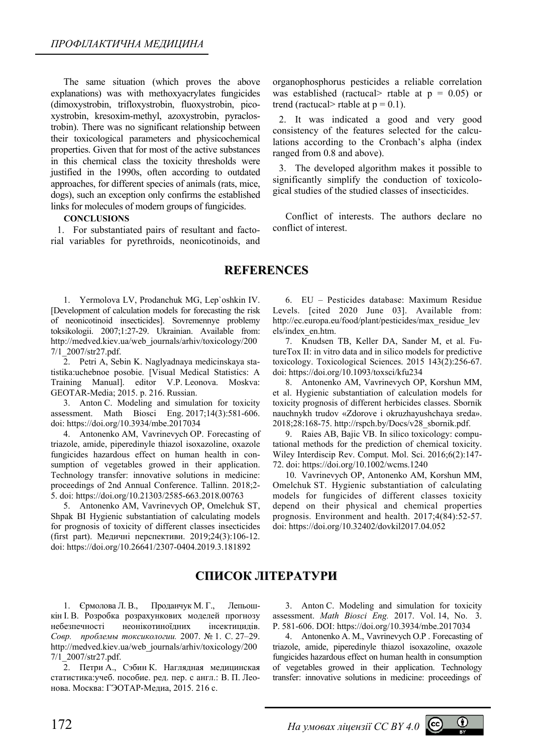The same situation (which proves the above explanations) was with methoxyacrylates fungicides (dimoxystrobin, trifloxystrobin, fluoxystrobin, picoxystrobin, kresoxim-methyl, azoxystrobin, pyraclostrobin). There was no significant relationship between their toxicological parameters and physicochemical properties. Given that for most of the active substances in this chemical class the toxicity thresholds were justified in the 1990s, often according to outdated approaches, for different species of animals (rats, mice, dogs), such an exception only confirms the established links for molecules of modern groups of fungicides.

**CONCLUSIONS**

1. For substantiated pairs of resultant and factorial variables for pyrethroids, neonicotinoids, and organophosphorus pesticides a reliable correlation was established (ractucal> rtable at p = 0.05) or trend (ractucal> rtable at p = 0.1).

2. It was indicated a good and very good consistency of the features selected for the calculations according to the Cronbach's alpha (index ranged from 0.8 and above).

3. The developed algorithm makes it possible to significantly simplify the conduction of toxicological studies of the studied classes of insecticides.

Conflict of interests. The authors declare no conflict of interest.

## REFERENCES

1. Yermolova LV, Prodanchuk MG, Lep`oshkin IV. [Development of calculation models for forecasting the risk of neonicotinoid insecticides]. Sovremennye problemy toksikologii. 2007;1:27-29. Ukrainian. Available from: http://medved.kiev.ua/web_journals/arhiv/toxicology/2007/1_2007/str27.pdf.
2. Petri A, Sebin K. Naglyadnaya medicinskaya statistika:uchebnoe posobie. [Visual Medical Statistics: A Training Manual]. editor V.P. Leonova. Moskva: GEOTAR-Media; 2015. p. 216. Russian.
3. Anton C. Modeling and simulation for toxicity assessment. Math Biosci Eng. 2017;14(3):581-606. doi: https://doi.org/10.3934/mbe.2017034
4. Antonenko AM, Vavrinevych OP. Forecasting of triazole, amide, piperedinyle thiazol isoxazoline, oxazole fungicides hazardous effect on human health in consumption of vegetables growed in their application. Technology transfer: innovative solutions in medicine: proceedings of 2nd Annual Conference. Tallinn. 2018;2-5. doi: https://doi.org/10.21303/2585-663.2018.00763
5. Antonenko AM, Vavrinevych OP, Omelchuk ST, Shpak BI Hygienic substantiation of calculating models for prognosis of toxicity of different classes insecticides (first part). Медичні перспективи. 2019;24(3):106-12. doi: https://doi.org/10.26641/2307-0404.2019.3.181892
6. EU – Pesticides database: Maximum Residue Levels. [cited 2020 June 03]. Available from: http://ec.europa.eu/food/plant/pesticides/max_residue_levels/index_en.htm.
7. Knudsen TB, Keller DA, Sander M, et al. FutureTox II: in vitro data and in silico models for predictive toxicology. Toxicological Sciences. 2015 143(2):256-67. doi: https://doi.org/10.1093/toxsci/kfu234
8. Antonenko AM, Vavrinevych OP, Korshun MM, et al. Hygienic substantiation of calculation models for toxicity prognosis of different herbicides classes. Sbornik nauchnykh trudov «Zdorove i okruzhayushchaya sreda». 2018;28:168-75. http://rspch.by/Docs/v28_sbornik.pdf.
9. Raies AB, Bajic VB. In silico toxicology: computational methods for the prediction of chemical toxicity. Wiley Interdiscip Rev. Comput. Mol. Sci. 2016;6(2):147-72. doi: https://doi.org/10.1002/wcms.1240
10. Vavrinevych OP, Antonenko AM, Korshun MM, Omelchuk ST. Hygienic substantiation of calculating models for fungicides of different classes toxicity depend on their physical and chemical properties prognosis. Environment and health. 2017;4(84):52-57. doi: https://doi.org/10.32402/dovkil2017.04.052

## СПИСОК ЛІТЕРАТУРИ

1. Єрмолова Л. В., Проданчук М. Г., Лепьошкін І. В. Розробка розрахункових моделей прогнозу небезпечності неонікотиноїдних інсектицидів. *Совр. проблемы токсикологии.* 2007. № 1. С. 27–29. http://medved.kiev.ua/web_journals/arhiv/toxicology/2007/1_2007/str27.pdf.
2. Петри А., Сэбин К. Наглядная медицинская статистика:учеб. пособие. ред. пер. с англ.: В. П. Леонова. Москва: ГЭОТАР-Медиа, 2015. 216 с.
3. Anton C. Modeling and simulation for toxicity assessment. *Math Biosci Eng.* 2017. Vol. 14, No. 3. P. 581-606. DOI: https://doi.org/10.3934/mbe.2017034
4. Antonenko A. M., Vavrinevych O.P . Forecasting of triazole, amide, piperedinyle thiazol isoxazoline, oxazole fungicides hazardous effect on human health in consumption of vegetables growed in their application. Technology transfer: innovative solutions in medicine: proceedings of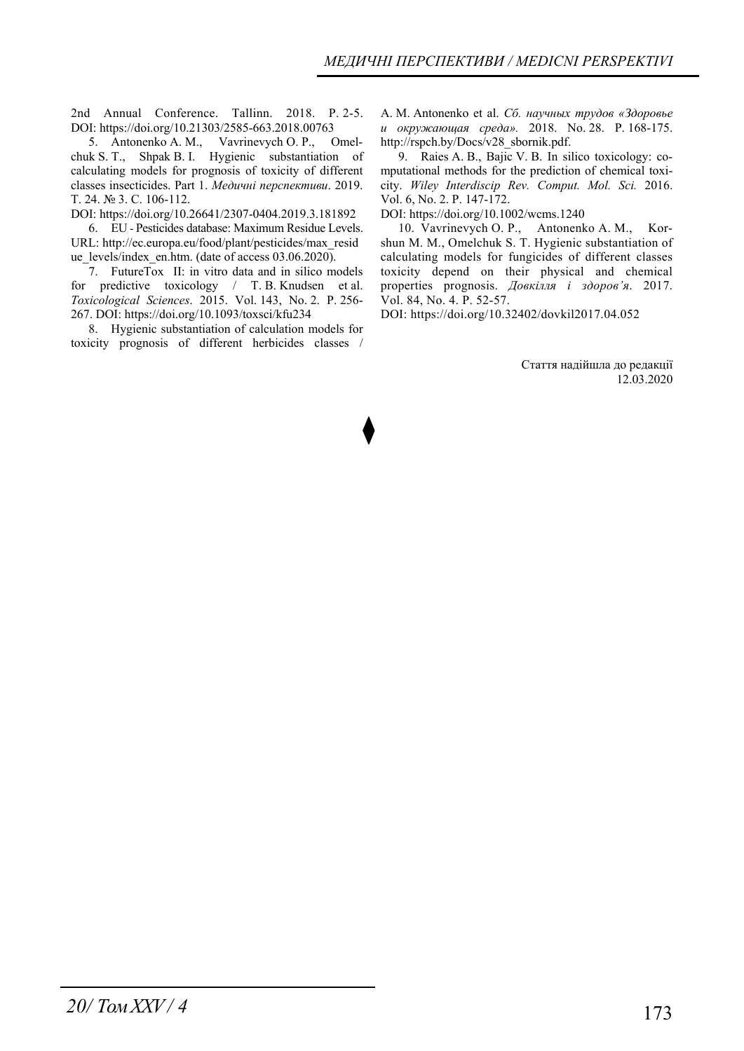2nd Annual Conference. Tallinn. 2018. P. 2-5. DOI: https://doi.org/10.21303/2585-663.2018.00763

5. Antonenko A. M., Vavrinevych O. P., Omelchuk S. T., Shpak B. I. Hygienic substantiation of calculating models for prognosis of toxicity of different classes insecticides. Part 1. *Медичні перспективи*. 2019. Т. 24. № 3. С. 106-112.
DOI: https://doi.org/10.26641/2307-0404.2019.3.181892

6. EU - Pesticides database: Maximum Residue Levels. URL: http://ec.europa.eu/food/plant/pesticides/max_residue_levels/index_en.htm. (date of access 03.06.2020).

7. FutureTox II: in vitro data and in silico models for predictive toxicology / T. B. Knudsen et al. *Toxicological Sciences*. 2015. Vol. 143, No. 2. P. 256-267. DOI: https://doi.org/10.1093/toxsci/kfu234

8. Hygienic substantiation of calculation models for toxicity prognosis of different herbicides classes / A. M. Antonenko et al. *Сб. научных трудов «Здоровье и окружающая среда»*. 2018. No. 28. P. 168-175. http://rspch.by/Docs/v28_sbornik.pdf.

9. Raies A. B., Bajic V. B. In silico toxicology: computational methods for the prediction of chemical toxicity. *Wiley Interdiscip Rev. Comput. Mol. Sci.* 2016. Vol. 6, No. 2. P. 147-172.
DOI: https://doi.org/10.1002/wcms.1240

10. Vavrinevych O. P., Antonenko A. M., Korshun M. M., Omelchuk S. T. Hygienic substantiation of calculating models for fungicides of different classes toxicity depend on their physical and chemical properties prognosis. *Довкілля і здоров'я*. 2017. Vol. 84, No. 4. P. 52-57.
DOI: https://doi.org/10.32402/dovkil2017.04.052

Стаття надійшла до редакції
12.03.2020